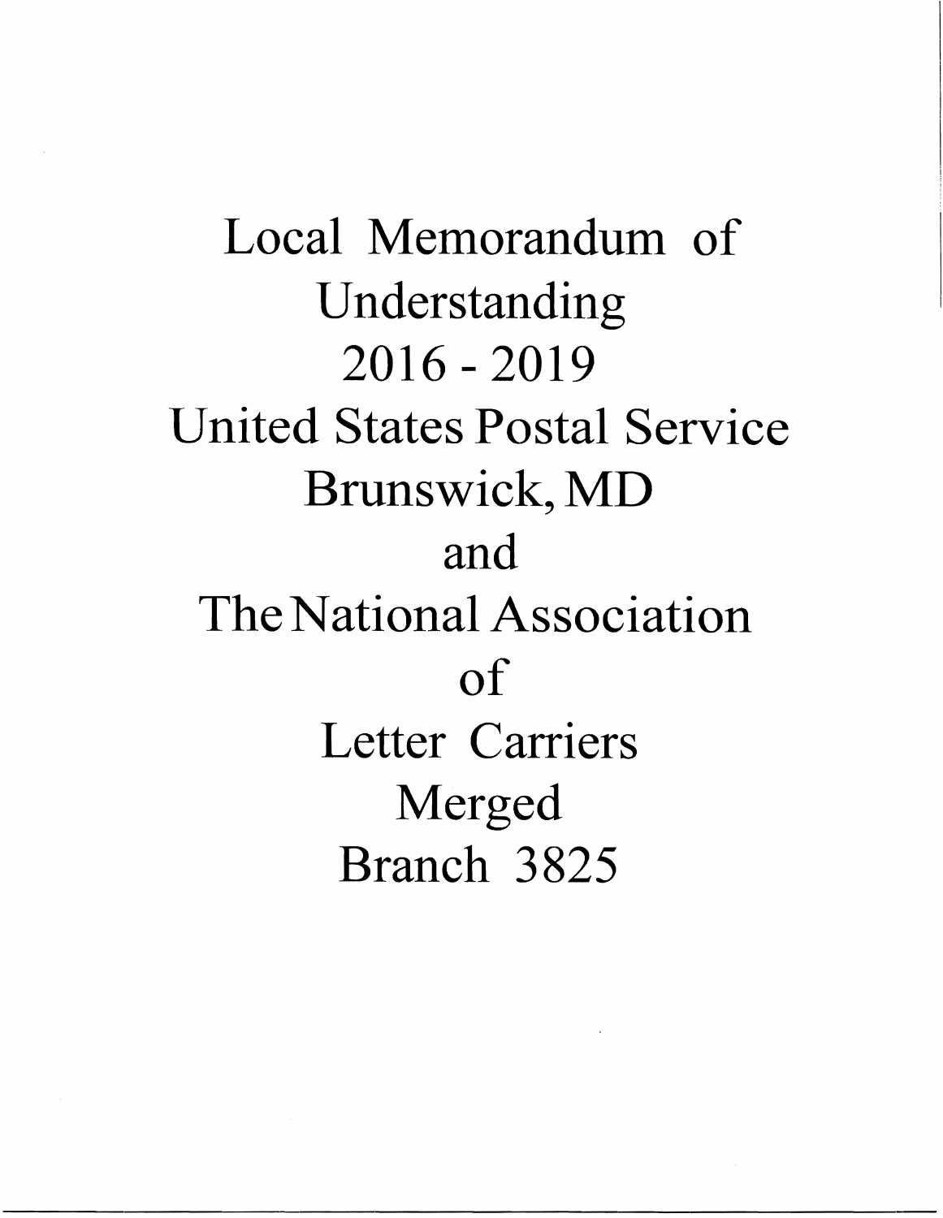# Local Memorandum of Understanding 2016 - 2019 United States Postal Service Brunswick, MD and The National Association of Letter Carriers Merged Branch 3825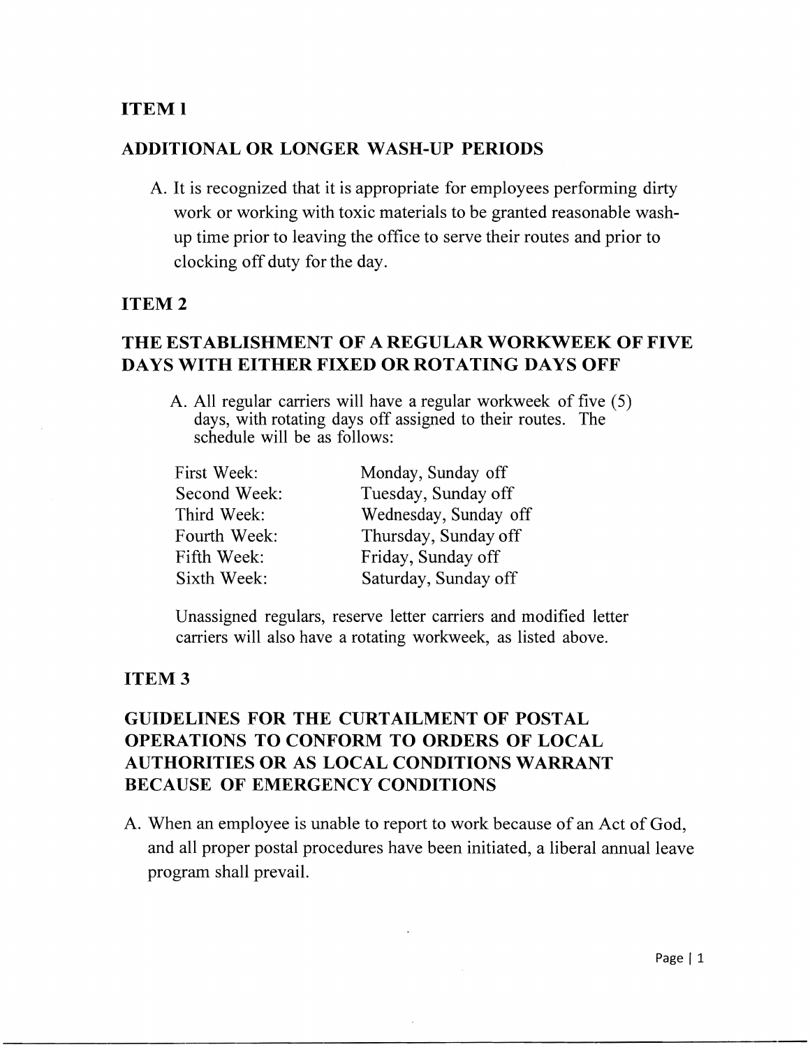## ITEM 1

## ADDITIONAL OR LONGER WASH-UP PERIODS

A. It is recognized that it is appropriate for employees performing dirty work or working with toxic materials to be granted reasonable wash-up time prior to leaving the office to serve their routes and prior to clocking off duty for the day.

## ITEM 2

## THE ESTABLISHMENT OF A REGULAR WORKWEEK OF FIVE DAYS WITH EITHER FIXED OR ROTATING DAYS OFF

A. All regular carriers will have a regular workweek of five (5) days, with rotating days off assigned to their routes. The schedule will be as follows:

| | |
|---|---|
| First Week: | Monday, Sunday off |
| Second Week: | Tuesday, Sunday off |
| Third Week: | Wednesday, Sunday off |
| Fourth Week: | Thursday, Sunday off |
| Fifth Week: | Friday, Sunday off |
| Sixth Week: | Saturday, Sunday off |

Unassigned regulars, reserve letter carriers and modified letter carriers will also have a rotating workweek, as listed above.

## ITEM 3

## GUIDELINES FOR THE CURTAILMENT OF POSTAL OPERATIONS TO CONFORM TO ORDERS OF LOCAL AUTHORITIES OR AS LOCAL CONDITIONS WARRANT BECAUSE OF EMERGENCY CONDITIONS

A. When an employee is unable to report to work because of an Act of God, and all proper postal procedures have been initiated, a liberal annual leave program shall prevail.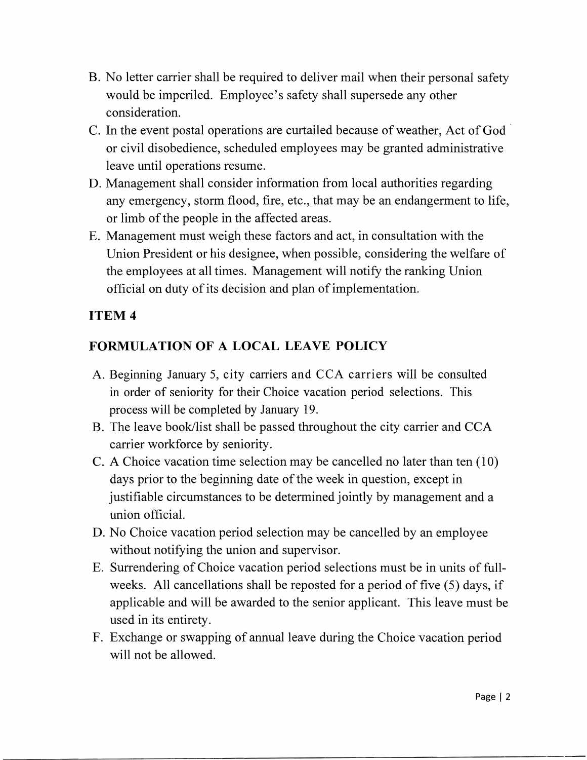B. No letter carrier shall be required to deliver mail when their personal safety would be imperiled. Employee's safety shall supersede any other consideration.

C. In the event postal operations are curtailed because of weather, Act of God or civil disobedience, scheduled employees may be granted administrative leave until operations resume.

D. Management shall consider information from local authorities regarding any emergency, storm flood, fire, etc., that may be an endangerment to life, or limb of the people in the affected areas.

E. Management must weigh these factors and act, in consultation with the Union President or his designee, when possible, considering the welfare of the employees at all times. Management will notify the ranking Union official on duty of its decision and plan of implementation.

## ITEM 4

## FORMULATION OF A LOCAL LEAVE POLICY

A. Beginning January 5, city carriers and CCA carriers will be consulted in order of seniority for their Choice vacation period selections. This process will be completed by January 19.

B. The leave book/list shall be passed throughout the city carrier and CCA carrier workforce by seniority.

C. A Choice vacation time selection may be cancelled no later than ten (10) days prior to the beginning date of the week in question, except in justifiable circumstances to be determined jointly by management and a union official.

D. No Choice vacation period selection may be cancelled by an employee without notifying the union and supervisor.

E. Surrendering of Choice vacation period selections must be in units of full-weeks. All cancellations shall be reposted for a period of five (5) days, if applicable and will be awarded to the senior applicant. This leave must be used in its entirety.

F. Exchange or swapping of annual leave during the Choice vacation period will not be allowed.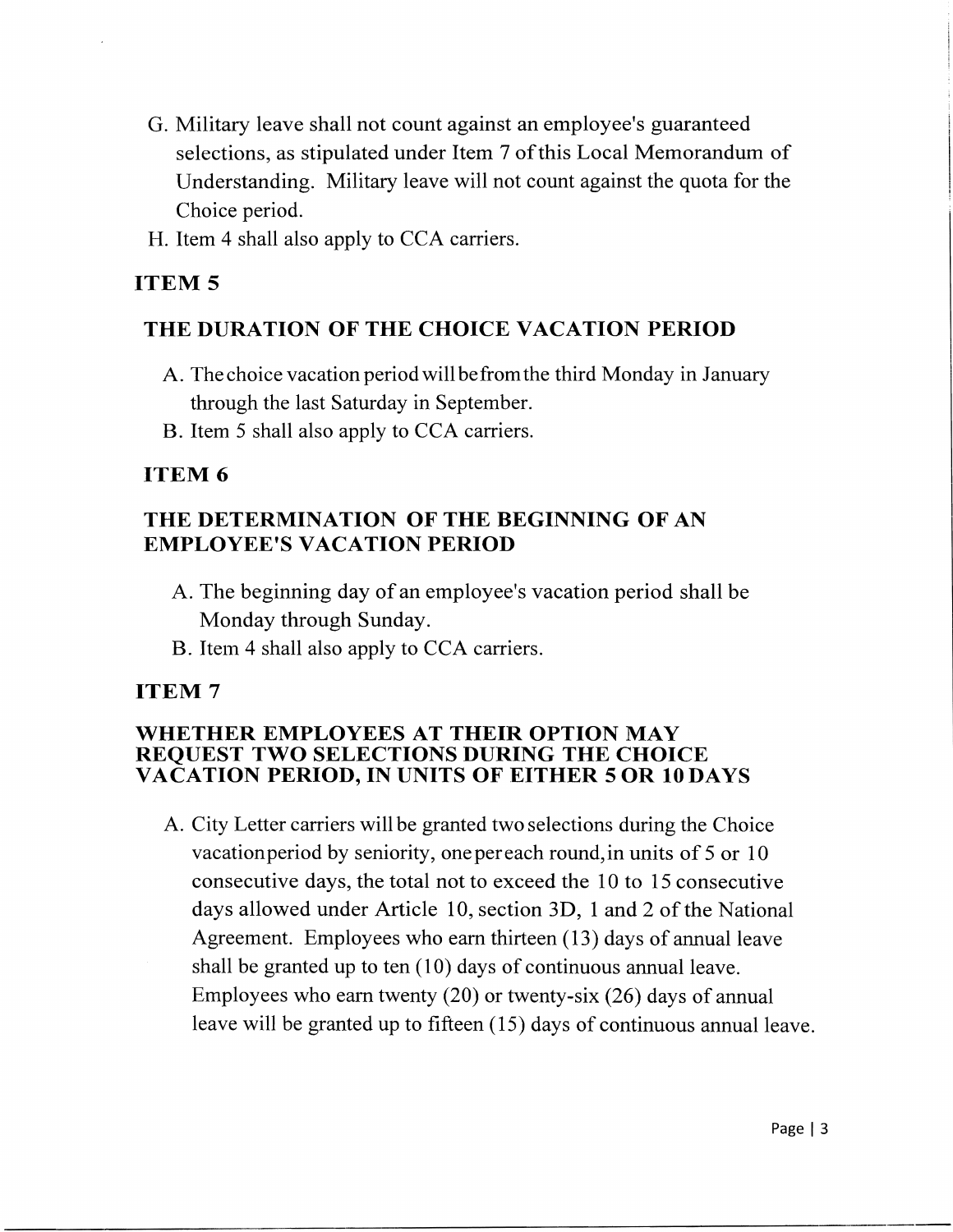G. Military leave shall not count against an employee's guaranteed selections, as stipulated under Item 7 of this Local Memorandum of Understanding. Military leave will not count against the quota for the Choice period.

H. Item 4 shall also apply to CCA carriers.

## ITEM 5

## THE DURATION OF THE CHOICE VACATION PERIOD

A. The choice vacation period will be from the third Monday in January through the last Saturday in September.

B. Item 5 shall also apply to CCA carriers.

## ITEM 6

## THE DETERMINATION OF THE BEGINNING OF AN EMPLOYEE'S VACATION PERIOD

A. The beginning day of an employee's vacation period shall be Monday through Sunday.

B. Item 4 shall also apply to CCA carriers.

## ITEM 7

## WHETHER EMPLOYEES AT THEIR OPTION MAY REQUEST TWO SELECTIONS DURING THE CHOICE VACATION PERIOD, IN UNITS OF EITHER 5 OR 10 DAYS

A. City Letter carriers will be granted two selections during the Choice vacation period by seniority, one per each round, in units of 5 or 10 consecutive days, the total not to exceed the 10 to 15 consecutive days allowed under Article 10, section 3D, 1 and 2 of the National Agreement. Employees who earn thirteen (13) days of annual leave shall be granted up to ten (10) days of continuous annual leave. Employees who earn twenty (20) or twenty-six (26) days of annual leave will be granted up to fifteen (15) days of continuous annual leave.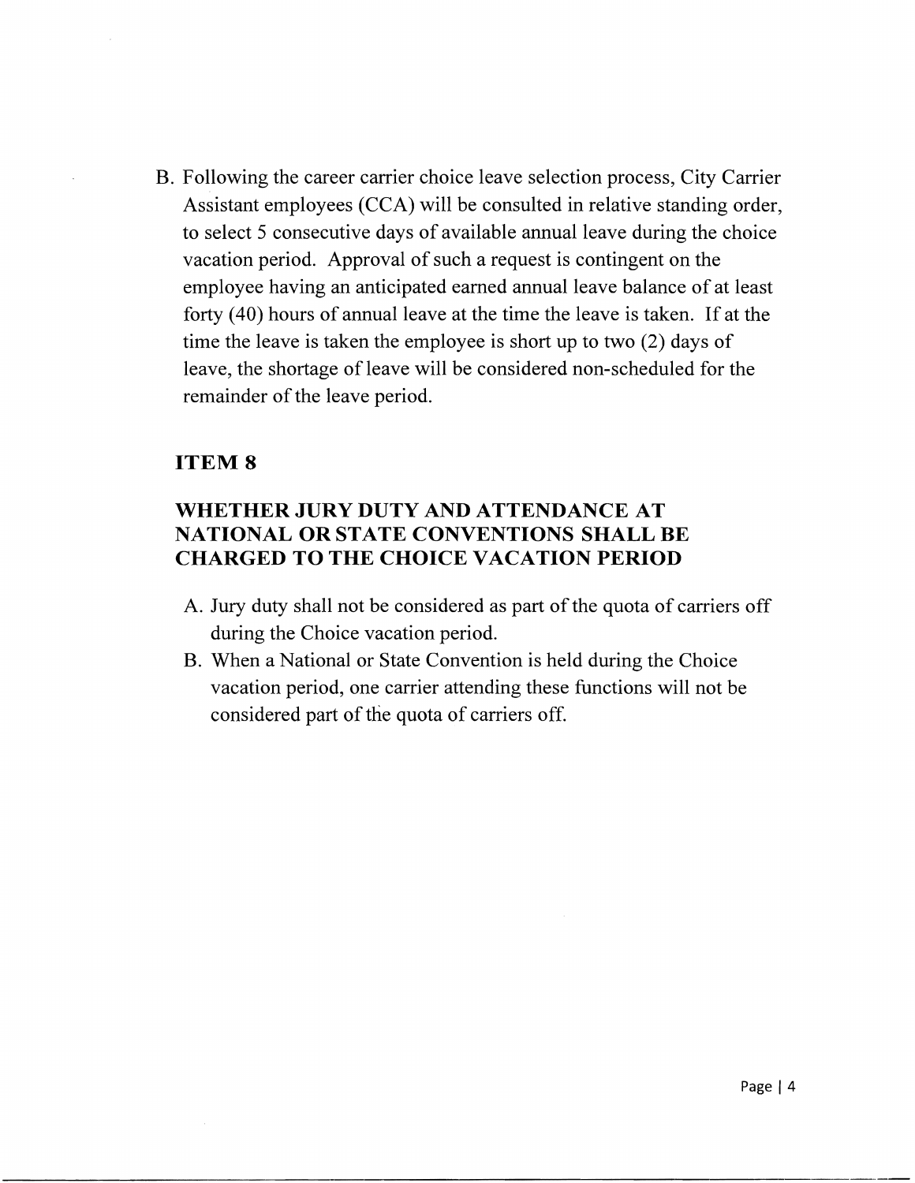B. Following the career carrier choice leave selection process, City Carrier Assistant employees (CCA) will be consulted in relative standing order, to select 5 consecutive days of available annual leave during the choice vacation period. Approval of such a request is contingent on the employee having an anticipated earned annual leave balance of at least forty (40) hours of annual leave at the time the leave is taken. If at the time the leave is taken the employee is short up to two (2) days of leave, the shortage of leave will be considered non-scheduled for the remainder of the leave period.

## ITEM 8

## WHETHER JURY DUTY AND ATTENDANCE AT NATIONAL OR STATE CONVENTIONS SHALL BE CHARGED TO THE CHOICE VACATION PERIOD

A. Jury duty shall not be considered as part of the quota of carriers off during the Choice vacation period.

B. When a National or State Convention is held during the Choice vacation period, one carrier attending these functions will not be considered part of the quota of carriers off.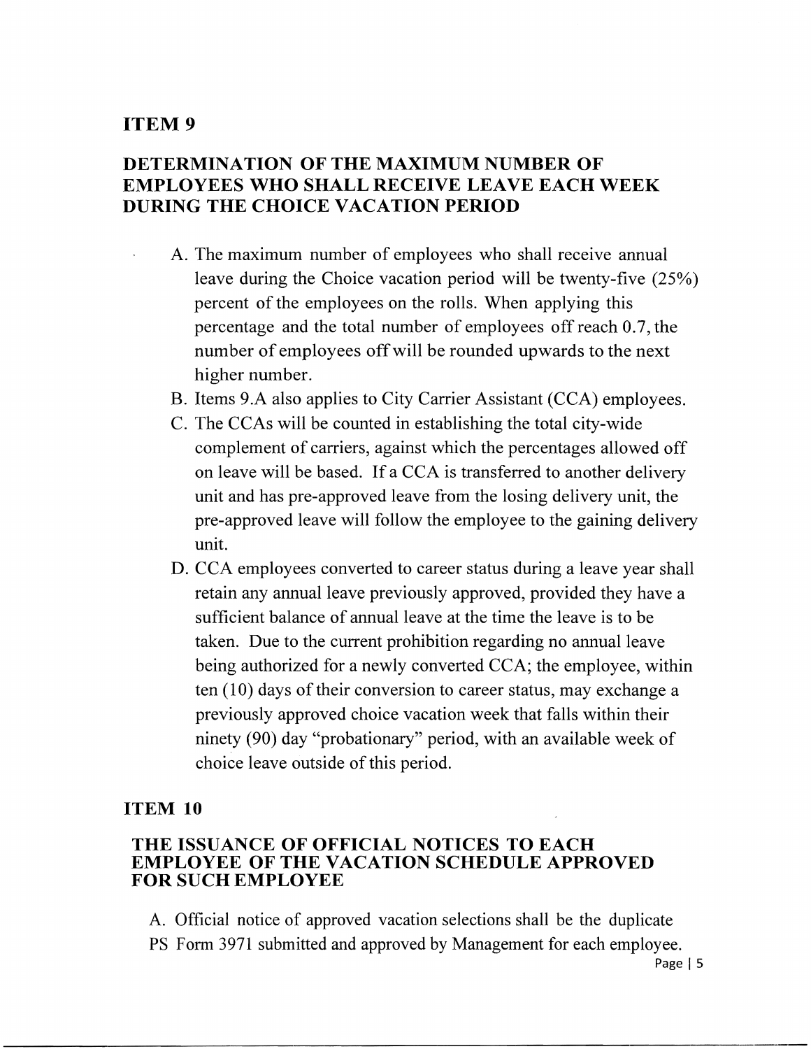## ITEM 9

## DETERMINATION OF THE MAXIMUM NUMBER OF EMPLOYEES WHO SHALL RECEIVE LEAVE EACH WEEK DURING THE CHOICE VACATION PERIOD

A. The maximum number of employees who shall receive annual leave during the Choice vacation period will be twenty-five (25%) percent of the employees on the rolls. When applying this percentage and the total number of employees off reach 0.7, the number of employees off will be rounded upwards to the next higher number.

B. Items 9.A also applies to City Carrier Assistant (CCA) employees.

C. The CCAs will be counted in establishing the total city-wide complement of carriers, against which the percentages allowed off on leave will be based. If a CCA is transferred to another delivery unit and has pre-approved leave from the losing delivery unit, the pre-approved leave will follow the employee to the gaining delivery unit.

D. CCA employees converted to career status during a leave year shall retain any annual leave previously approved, provided they have a sufficient balance of annual leave at the time the leave is to be taken. Due to the current prohibition regarding no annual leave being authorized for a newly converted CCA; the employee, within ten (10) days of their conversion to career status, may exchange a previously approved choice vacation week that falls within their ninety (90) day "probationary" period, with an available week of choice leave outside of this period.

## ITEM 10

## THE ISSUANCE OF OFFICIAL NOTICES TO EACH EMPLOYEE OF THE VACATION SCHEDULE APPROVED FOR SUCH EMPLOYEE

A. Official notice of approved vacation selections shall be the duplicate PS Form 3971 submitted and approved by Management for each employee.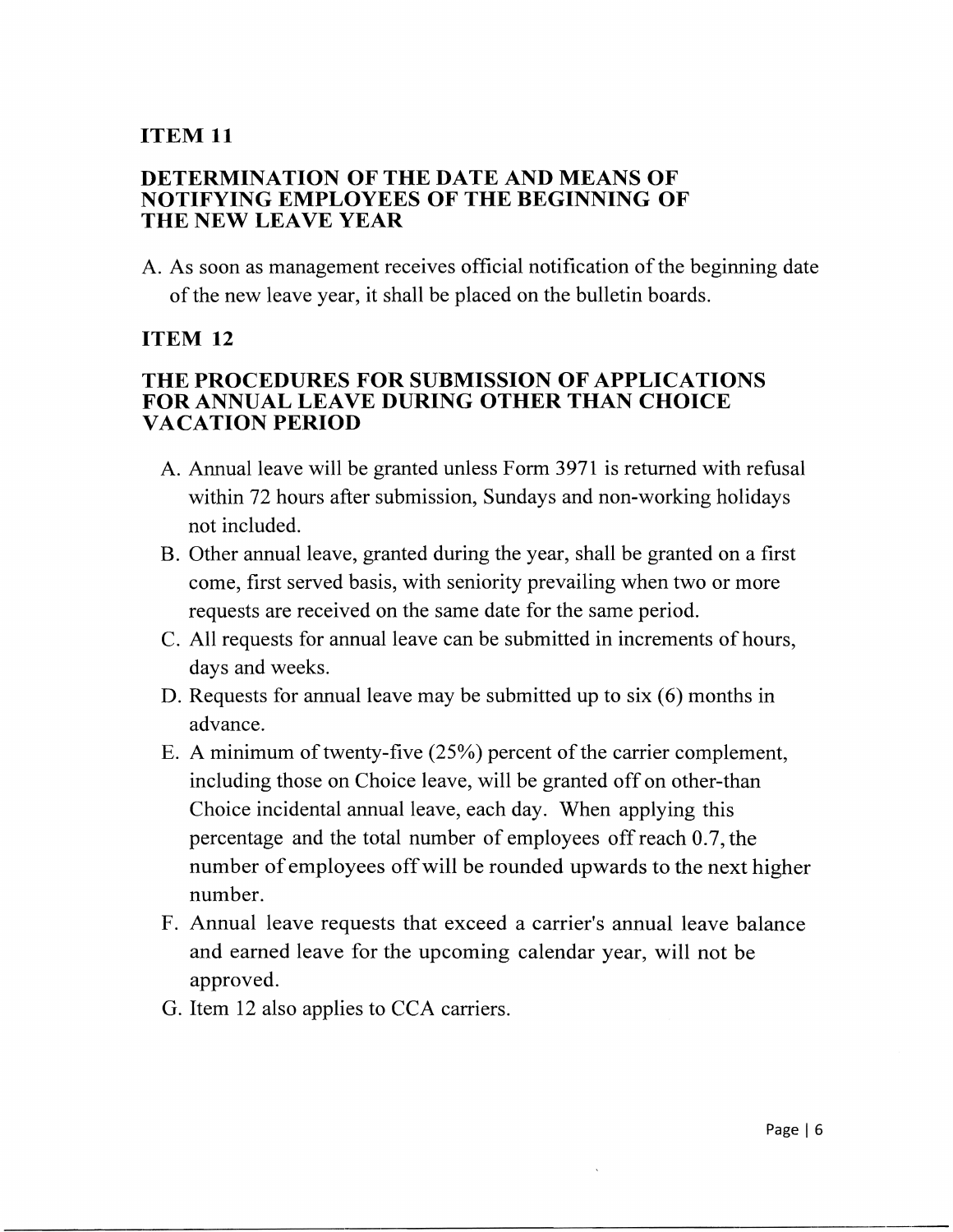## ITEM 11

### DETERMINATION OF THE DATE AND MEANS OF NOTIFYING EMPLOYEES OF THE BEGINNING OF THE NEW LEAVE YEAR

A. As soon as management receives official notification of the beginning date of the new leave year, it shall be placed on the bulletin boards.

## ITEM 12

### THE PROCEDURES FOR SUBMISSION OF APPLICATIONS FOR ANNUAL LEAVE DURING OTHER THAN CHOICE VACATION PERIOD

A. Annual leave will be granted unless Form 3971 is returned with refusal within 72 hours after submission, Sundays and non-working holidays not included.

B. Other annual leave, granted during the year, shall be granted on a first come, first served basis, with seniority prevailing when two or more requests are received on the same date for the same period.

C. All requests for annual leave can be submitted in increments of hours, days and weeks.

D. Requests for annual leave may be submitted up to six (6) months in advance.

E. A minimum of twenty-five (25%) percent of the carrier complement, including those on Choice leave, will be granted off on other-than Choice incidental annual leave, each day. When applying this percentage and the total number of employees off reach 0.7, the number of employees off will be rounded upwards to the next higher number.

F. Annual leave requests that exceed a carrier's annual leave balance and earned leave for the upcoming calendar year, will not be approved.

G. Item 12 also applies to CCA carriers.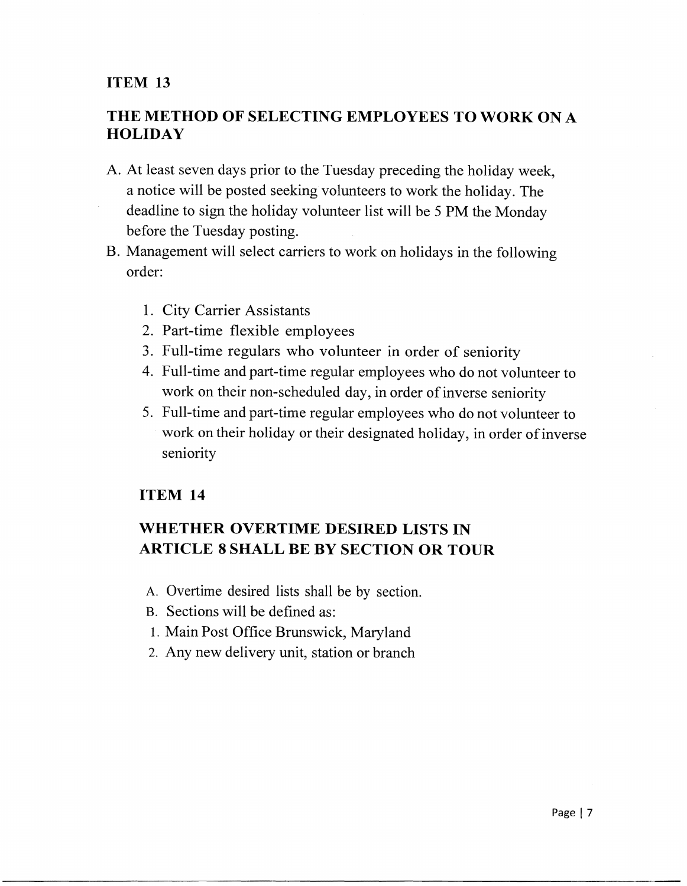## ITEM 13

## THE METHOD OF SELECTING EMPLOYEES TO WORK ON A HOLIDAY

A. At least seven days prior to the Tuesday preceding the holiday week, a notice will be posted seeking volunteers to work the holiday. The deadline to sign the holiday volunteer list will be 5 PM the Monday before the Tuesday posting.

B. Management will select carriers to work on holidays in the following order:

   1. City Carrier Assistants
   2. Part-time flexible employees
   3. Full-time regulars who volunteer in order of seniority
   4. Full-time and part-time regular employees who do not volunteer to work on their non-scheduled day, in order of inverse seniority
   5. Full-time and part-time regular employees who do not volunteer to work on their holiday or their designated holiday, in order of inverse seniority

## ITEM 14

## WHETHER OVERTIME DESIRED LISTS IN ARTICLE 8 SHALL BE BY SECTION OR TOUR

A. Overtime desired lists shall be by section.

B. Sections will be defined as:

1. Main Post Office Brunswick, Maryland
2. Any new delivery unit, station or branch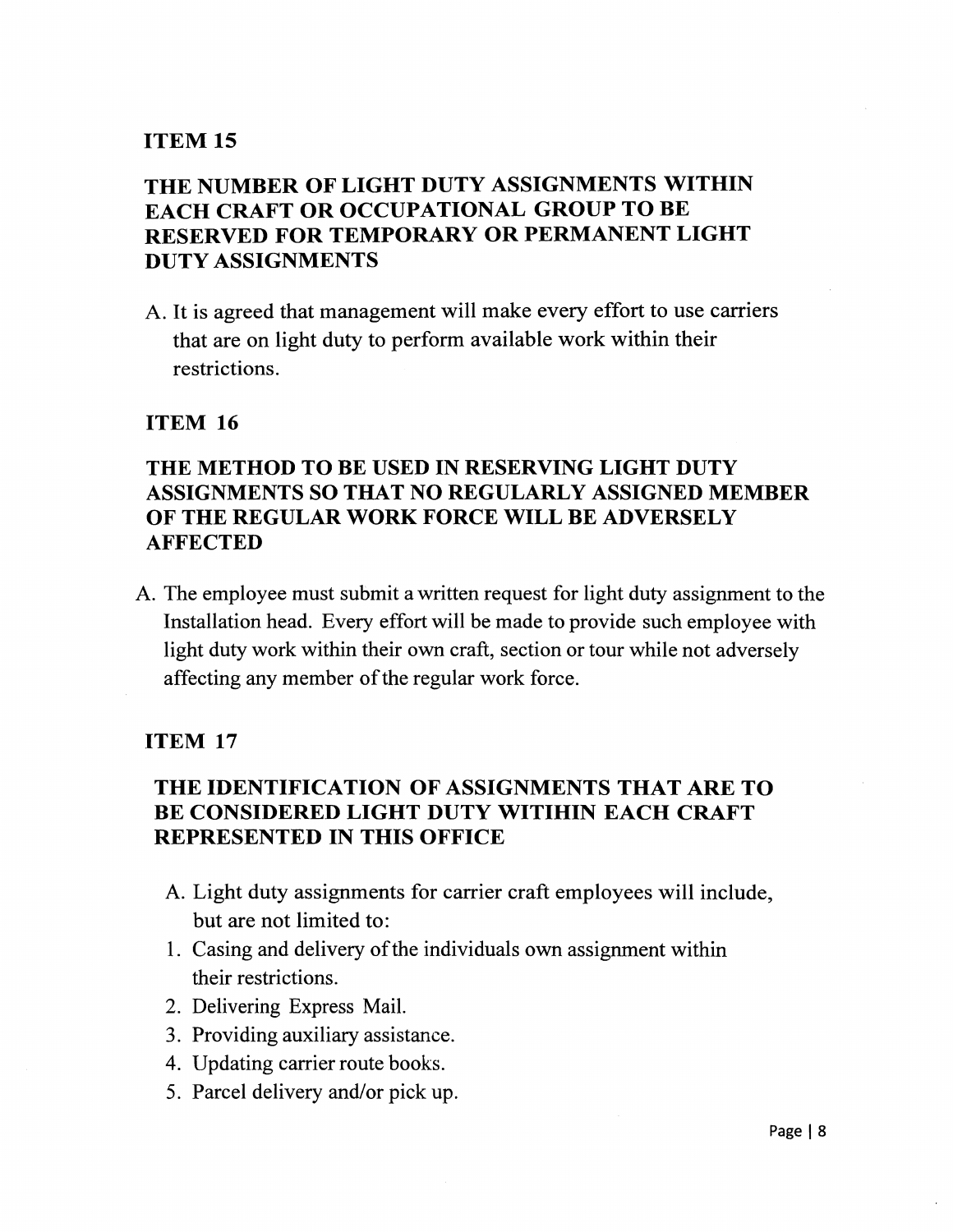## ITEM 15

## THE NUMBER OF LIGHT DUTY ASSIGNMENTS WITHIN EACH CRAFT OR OCCUPATIONAL GROUP TO BE RESERVED FOR TEMPORARY OR PERMANENT LIGHT DUTY ASSIGNMENTS

A. It is agreed that management will make every effort to use carriers that are on light duty to perform available work within their restrictions.

## ITEM 16

## THE METHOD TO BE USED IN RESERVING LIGHT DUTY ASSIGNMENTS SO THAT NO REGULARLY ASSIGNED MEMBER OF THE REGULAR WORK FORCE WILL BE ADVERSELY AFFECTED

A. The employee must submit a written request for light duty assignment to the Installation head. Every effort will be made to provide such employee with light duty work within their own craft, section or tour while not adversely affecting any member of the regular work force.

## ITEM 17

## THE IDENTIFICATION OF ASSIGNMENTS THAT ARE TO BE CONSIDERED LIGHT DUTY WITIHIN EACH CRAFT REPRESENTED IN THIS OFFICE

A. Light duty assignments for carrier craft employees will include, but are not limited to:

1. Casing and delivery of the individuals own assignment within their restrictions.
2. Delivering Express Mail.
3. Providing auxiliary assistance.
4. Updating carrier route books.
5. Parcel delivery and/or pick up.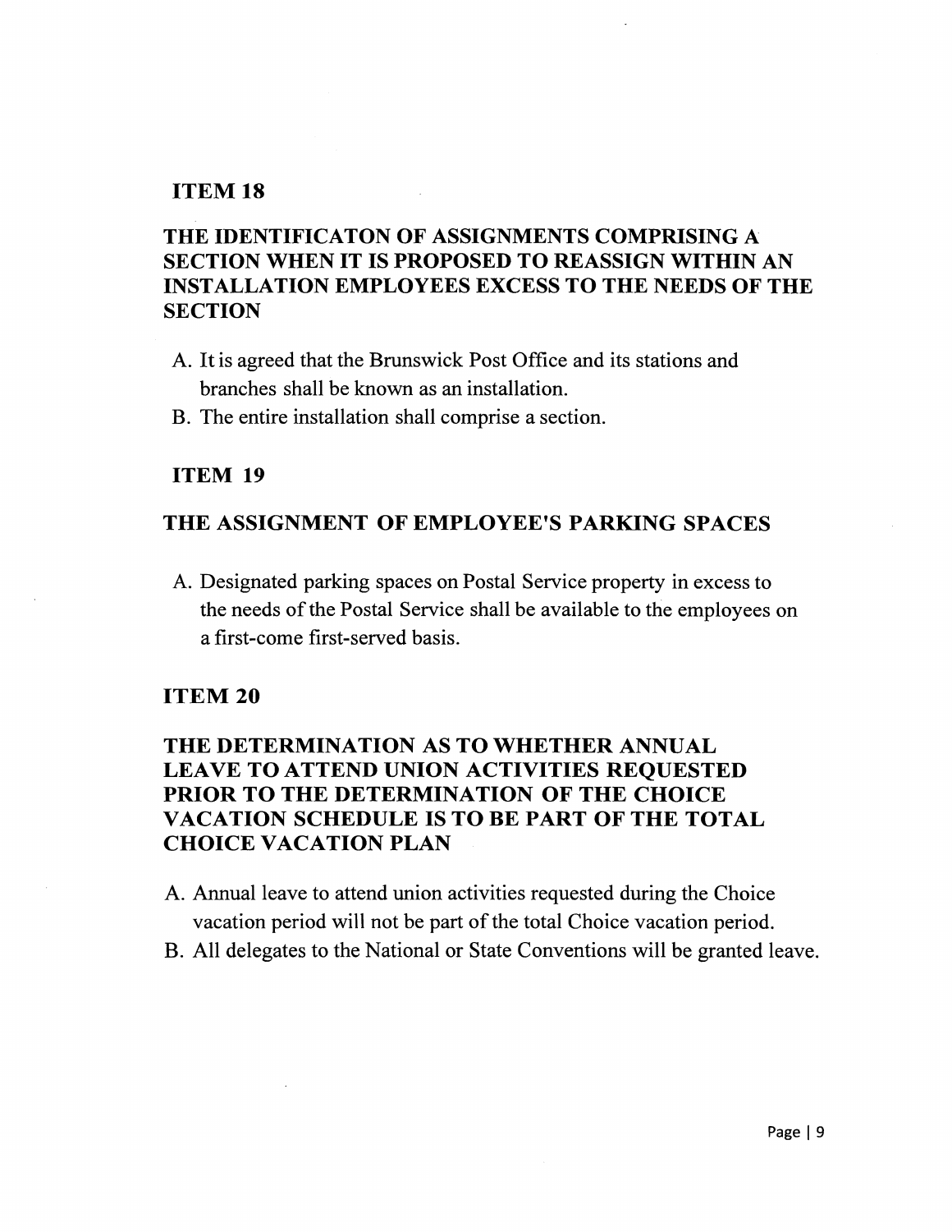## ITEM 18

### THE IDENTIFICATON OF ASSIGNMENTS COMPRISING A SECTION WHEN IT IS PROPOSED TO REASSIGN WITHIN AN INSTALLATION EMPLOYEES EXCESS TO THE NEEDS OF THE SECTION

A. It is agreed that the Brunswick Post Office and its stations and branches shall be known as an installation.
B. The entire installation shall comprise a section.

## ITEM 19

### THE ASSIGNMENT OF EMPLOYEE'S PARKING SPACES

A. Designated parking spaces on Postal Service property in excess to the needs of the Postal Service shall be available to the employees on a first-come first-served basis.

## ITEM 20

### THE DETERMINATION AS TO WHETHER ANNUAL LEAVE TO ATTEND UNION ACTIVITIES REQUESTED PRIOR TO THE DETERMINATION OF THE CHOICE VACATION SCHEDULE IS TO BE PART OF THE TOTAL CHOICE VACATION PLAN

A. Annual leave to attend union activities requested during the Choice vacation period will not be part of the total Choice vacation period.
B. All delegates to the National or State Conventions will be granted leave.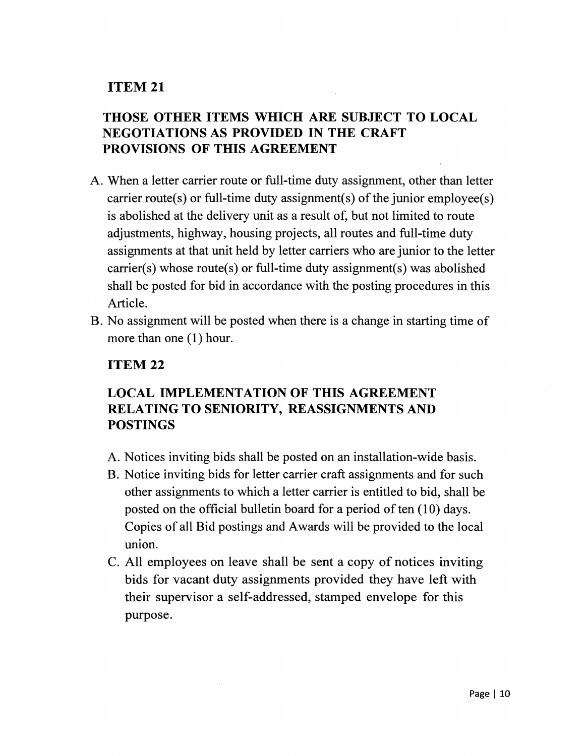## ITEM 21

## THOSE OTHER ITEMS WHICH ARE SUBJECT TO LOCAL NEGOTIATIONS AS PROVIDED IN THE CRAFT PROVISIONS OF THIS AGREEMENT

A. When a letter carrier route or full-time duty assignment, other than letter carrier route(s) or full-time duty assignment(s) of the junior employee(s) is abolished at the delivery unit as a result of, but not limited to route adjustments, highway, housing projects, all routes and full-time duty assignments at that unit held by letter carriers who are junior to the letter carrier(s) whose route(s) or full-time duty assignment(s) was abolished shall be posted for bid in accordance with the posting procedures in this Article.

B. No assignment will be posted when there is a change in starting time of more than one (1) hour.

## ITEM 22

## LOCAL IMPLEMENTATION OF THIS AGREEMENT RELATING TO SENIORITY, REASSIGNMENTS AND POSTINGS

A. Notices inviting bids shall be posted on an installation-wide basis.

B. Notice inviting bids for letter carrier craft assignments and for such other assignments to which a letter carrier is entitled to bid, shall be posted on the official bulletin board for a period of ten (10) days. Copies of all Bid postings and Awards will be provided to the local union.

C. All employees on leave shall be sent a copy of notices inviting bids for vacant duty assignments provided they have left with their supervisor a self-addressed, stamped envelope for this purpose.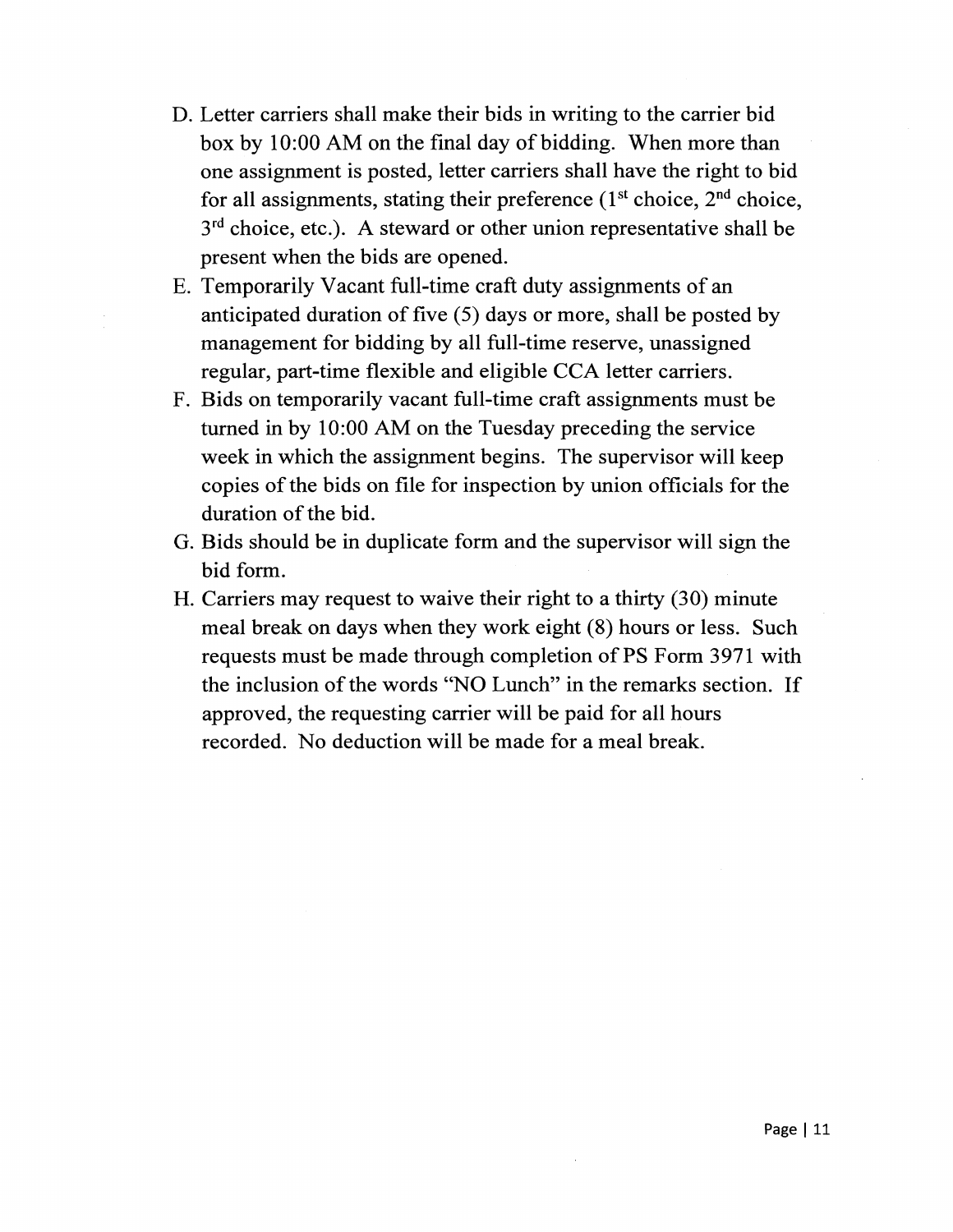D. Letter carriers shall make their bids in writing to the carrier bid box by 10:00 AM on the final day of bidding. When more than one assignment is posted, letter carriers shall have the right to bid for all assignments, stating their preference (1st choice, 2nd choice, 3rd choice, etc.). A steward or other union representative shall be present when the bids are opened.

E. Temporarily Vacant full-time craft duty assignments of an anticipated duration of five (5) days or more, shall be posted by management for bidding by all full-time reserve, unassigned regular, part-time flexible and eligible CCA letter carriers.

F. Bids on temporarily vacant full-time craft assignments must be turned in by 10:00 AM on the Tuesday preceding the service week in which the assignment begins. The supervisor will keep copies of the bids on file for inspection by union officials for the duration of the bid.

G. Bids should be in duplicate form and the supervisor will sign the bid form.

H. Carriers may request to waive their right to a thirty (30) minute meal break on days when they work eight (8) hours or less. Such requests must be made through completion of PS Form 3971 with the inclusion of the words "NO Lunch" in the remarks section. If approved, the requesting carrier will be paid for all hours recorded. No deduction will be made for a meal break.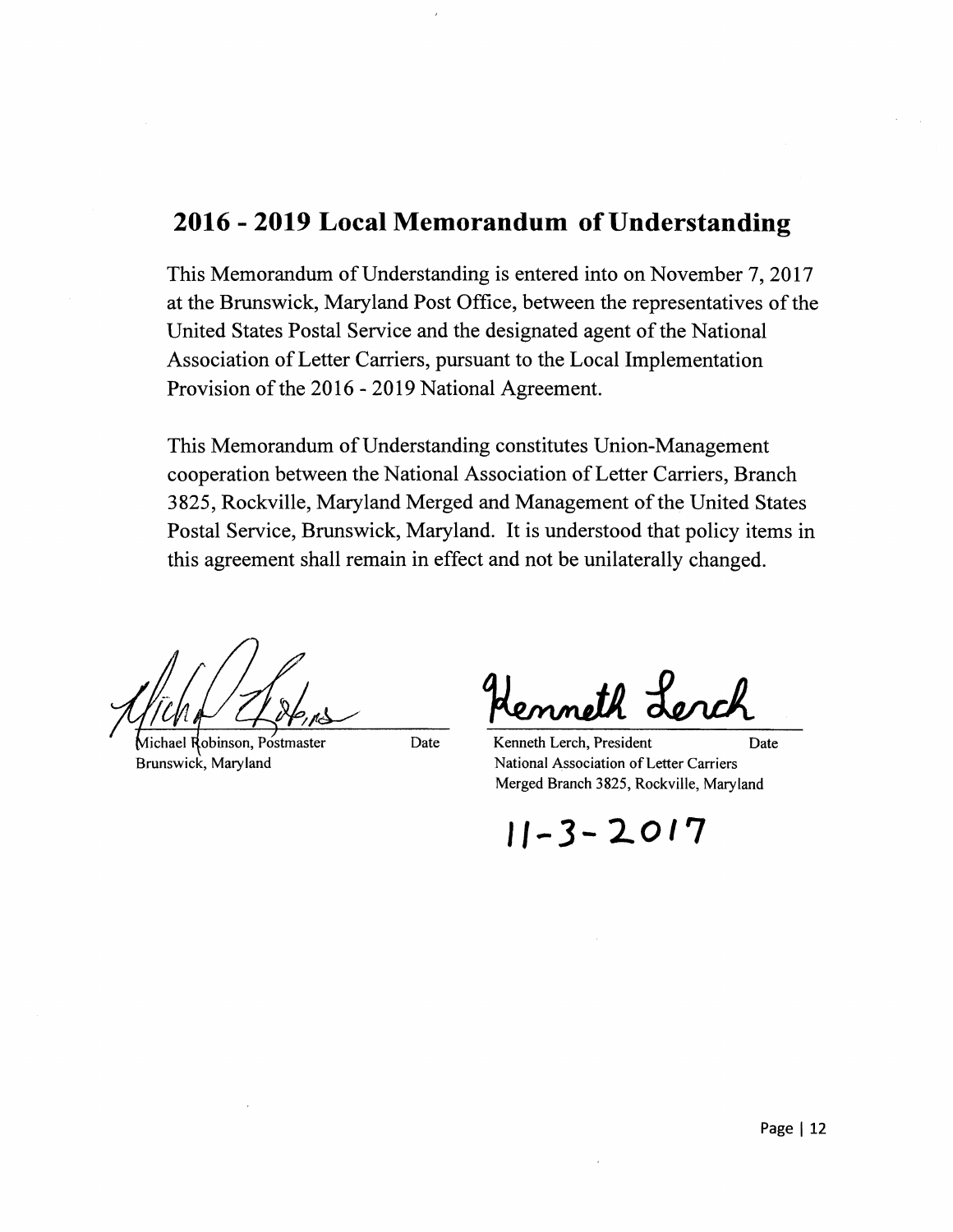## 2016 - 2019 Local Memorandum of Understanding

This Memorandum of Understanding is entered into on November 7, 2017 at the Brunswick, Maryland Post Office, between the representatives of the United States Postal Service and the designated agent of the National Association of Letter Carriers, pursuant to the Local Implementation Provision of the 2016 - 2019 National Agreement.

This Memorandum of Understanding constitutes Union-Management cooperation between the National Association of Letter Carriers, Branch 3825, Rockville, Maryland Merged and Management of the United States Postal Service, Brunswick, Maryland. It is understood that policy items in this agreement shall remain in effect and not be unilaterally changed.

Michael Robinson, Postmaster  Date
Brunswick, Maryland

Kenneth Lerch, President  Date
National Association of Letter Carriers
Merged Branch 3825, Rockville, Maryland

11-3-2017